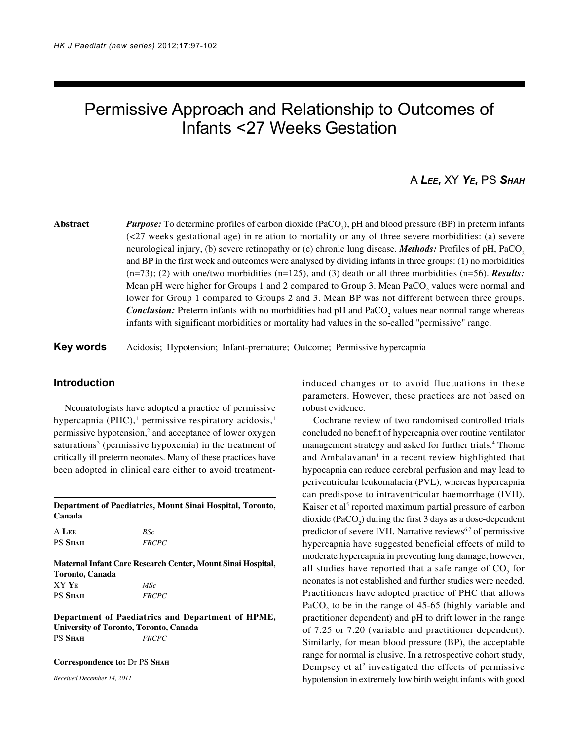# Permissive Approach and Relationship to Outcomes of Infants <27 Weeks Gestation

A **Lee**, XY **Ye**, PS **Shah**

**Abstract**

***Purpose:*** To determine profiles of carbon dioxide ($PaCO_2$), pH and blood pressure (BP) in preterm infants (<27 weeks gestational age) in relation to mortality or any of three severe morbidities: (a) severe neurological injury, (b) severe retinopathy or (c) chronic lung disease. ***Methods:*** Profiles of pH, $PaCO_2$ and BP in the first week and outcomes were analysed by dividing infants in three groups: (1) no morbidities (n=73); (2) with one/two morbidities (n=125), and (3) death or all three morbidities (n=56). ***Results:*** Mean pH were higher for Groups 1 and 2 compared to Group 3. Mean $PaCO_2$ values were normal and lower for Group 1 compared to Groups 2 and 3. Mean BP was not different between three groups. ***Conclusion:*** Preterm infants with no morbidities had pH and $PaCO_2$ values near normal range whereas infants with significant morbidities or mortality had values in the so-called "permissive" range.

**Key words** Acidosis; Hypotension; Infant-premature; Outcome; Permissive hypercapnia

## Introduction

Neonatologists have adopted a practice of permissive hypercapnia (PHC),[1] permissive respiratory acidosis,[1] permissive hypotension,[2] and acceptance of lower oxygen saturations[3] (permissive hypoxemia) in the treatment of critically ill preterm neonates. Many of these practices have been adopted in clinical care either to avoid treatment-induced changes or to avoid fluctuations in these parameters. However, these practices are not based on robust evidence.

Cochrane review of two randomised controlled trials concluded no benefit of hypercapnia over routine ventilator management strategy and asked for further trials.[4] Thome and Ambalavanan[1] in a recent review highlighted that hypocapnia can reduce cerebral perfusion and may lead to periventricular leukomalacia (PVL), whereas hypercapnia can predispose to intraventricular haemorrhage (IVH). Kaiser et al[5] reported maximum partial pressure of carbon dioxide ($PaCO_2$) during the first 3 days as a dose-dependent predictor of severe IVH. Narrative reviews[6,7] of permissive hypercapnia have suggested beneficial effects of mild to moderate hypercapnia in preventing lung damage; however, all studies have reported that a safe range of $CO_2$ for neonates is not established and further studies were needed. Practitioners have adopted practice of PHC that allows $PaCO_2$ to be in the range of 45-65 (highly variable and practitioner dependent) and pH to drift lower in the range of 7.25 or 7.20 (variable and practitioner dependent). Similarly, for mean blood pressure (BP), the acceptable range for normal is elusive. In a retrospective cohort study, Dempsey et al[2] investigated the effects of permissive hypotension in extremely low birth weight infants with good

---

**Department of Paediatrics, Mount Sinai Hospital, Toronto, Canada**

A **Lee** *BSc*
PS **Shah** *FRCPC*

**Maternal Infant Care Research Center, Mount Sinai Hospital, Toronto, Canada**

XY **Ye** *MSc*
PS **Shah** *FRCPC*

**Department of Paediatrics and Department of HPME, University of Toronto, Toronto, Canada**

PS **Shah** *FRCPC*

**Correspondence to:** Dr PS **Shah**

*Received December 14, 2011*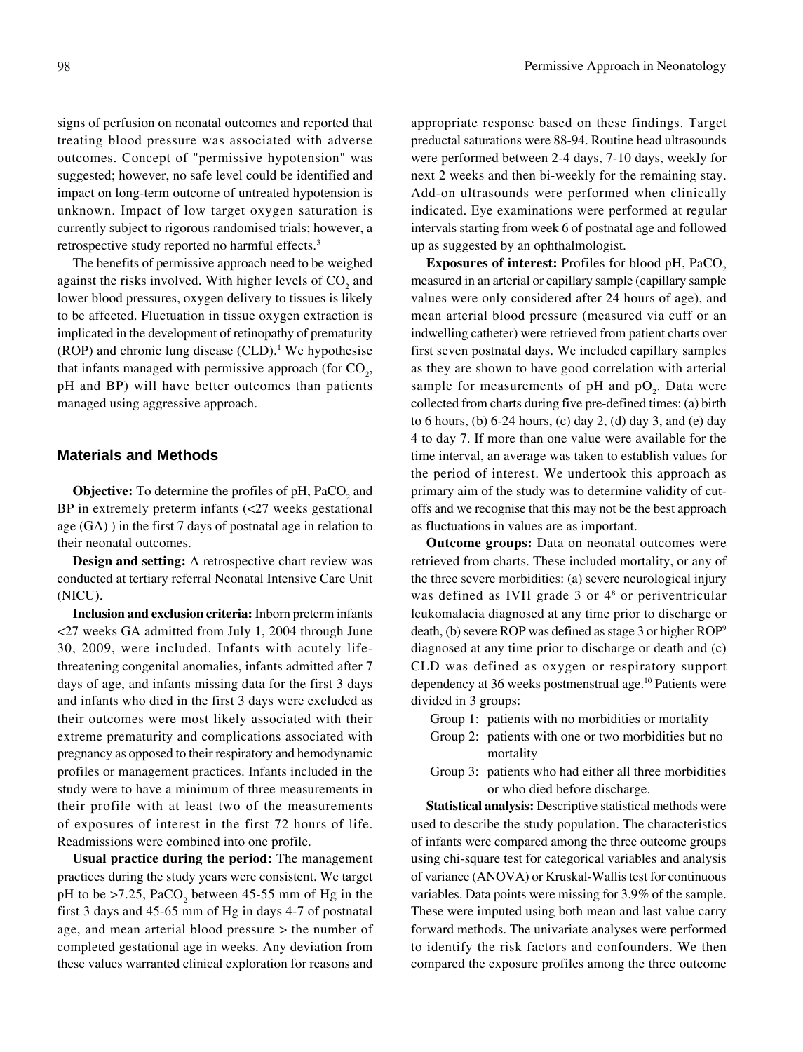signs of perfusion on neonatal outcomes and reported that treating blood pressure was associated with adverse outcomes. Concept of "permissive hypotension" was suggested; however, no safe level could be identified and impact on long-term outcome of untreated hypotension is unknown. Impact of low target oxygen saturation is currently subject to rigorous randomised trials; however, a retrospective study reported no harmful effects.[3]

The benefits of permissive approach need to be weighed against the risks involved. With higher levels of $CO_2$ and lower blood pressures, oxygen delivery to tissues is likely to be affected. Fluctuation in tissue oxygen extraction is implicated in the development of retinopathy of prematurity (ROP) and chronic lung disease (CLD).[1] We hypothesise that infants managed with permissive approach (for $CO_2$, pH and BP) will have better outcomes than patients managed using aggressive approach.

## Materials and Methods

**Objective:** To determine the profiles of pH, $PaCO_2$ and BP in extremely preterm infants (<27 weeks gestational age (GA) ) in the first 7 days of postnatal age in relation to their neonatal outcomes.

**Design and setting:** A retrospective chart review was conducted at tertiary referral Neonatal Intensive Care Unit (NICU).

**Inclusion and exclusion criteria:** Inborn preterm infants <27 weeks GA admitted from July 1, 2004 through June 30, 2009, were included. Infants with acutely life-threatening congenital anomalies, infants admitted after 7 days of age, and infants missing data for the first 3 days and infants who died in the first 3 days were excluded as their outcomes were most likely associated with their extreme prematurity and complications associated with pregnancy as opposed to their respiratory and hemodynamic profiles or management practices. Infants included in the study were to have a minimum of three measurements in their profile with at least two of the measurements of exposures of interest in the first 72 hours of life. Readmissions were combined into one profile.

**Usual practice during the period:** The management practices during the study years were consistent. We target pH to be >7.25, $PaCO_2$ between 45-55 mm of Hg in the first 3 days and 45-65 mm of Hg in days 4-7 of postnatal age, and mean arterial blood pressure > the number of completed gestational age in weeks. Any deviation from these values warranted clinical exploration for reasons and appropriate response based on these findings. Target preductal saturations were 88-94. Routine head ultrasounds were performed between 2-4 days, 7-10 days, weekly for next 2 weeks and then bi-weekly for the remaining stay. Add-on ultrasounds were performed when clinically indicated. Eye examinations were performed at regular intervals starting from week 6 of postnatal age and followed up as suggested by an ophthalmologist.

**Exposures of interest:** Profiles for blood pH, $PaCO_2$ measured in an arterial or capillary sample (capillary sample values were only considered after 24 hours of age), and mean arterial blood pressure (measured via cuff or an indwelling catheter) were retrieved from patient charts over first seven postnatal days. We included capillary samples as they are shown to have good correlation with arterial sample for measurements of pH and $pO_2$. Data were collected from charts during five pre-defined times: (a) birth to 6 hours, (b) 6-24 hours, (c) day 2, (d) day 3, and (e) day 4 to day 7. If more than one value were available for the time interval, an average was taken to establish values for the period of interest. We undertook this approach as primary aim of the study was to determine validity of cut-offs and we recognise that this may not be the best approach as fluctuations in values are as important.

**Outcome groups:** Data on neonatal outcomes were retrieved from charts. These included mortality, or any of the three severe morbidities: (a) severe neurological injury was defined as IVH grade 3 or 4[8] or periventricular leukomalacia diagnosed at any time prior to discharge or death, (b) severe ROP was defined as stage 3 or higher ROP[9] diagnosed at any time prior to discharge or death and (c) CLD was defined as oxygen or respiratory support dependency at 36 weeks postmenstrual age.[10] Patients were divided in 3 groups:

- Group 1: patients with no morbidities or mortality
- Group 2: patients with one or two morbidities but no mortality
- Group 3: patients who had either all three morbidities or who died before discharge.

**Statistical analysis:** Descriptive statistical methods were used to describe the study population. The characteristics of infants were compared among the three outcome groups using chi-square test for categorical variables and analysis of variance (ANOVA) or Kruskal-Wallis test for continuous variables. Data points were missing for 3.9% of the sample. These were imputed using both mean and last value carry forward methods. The univariate analyses were performed to identify the risk factors and confounders. We then compared the exposure profiles among the three outcome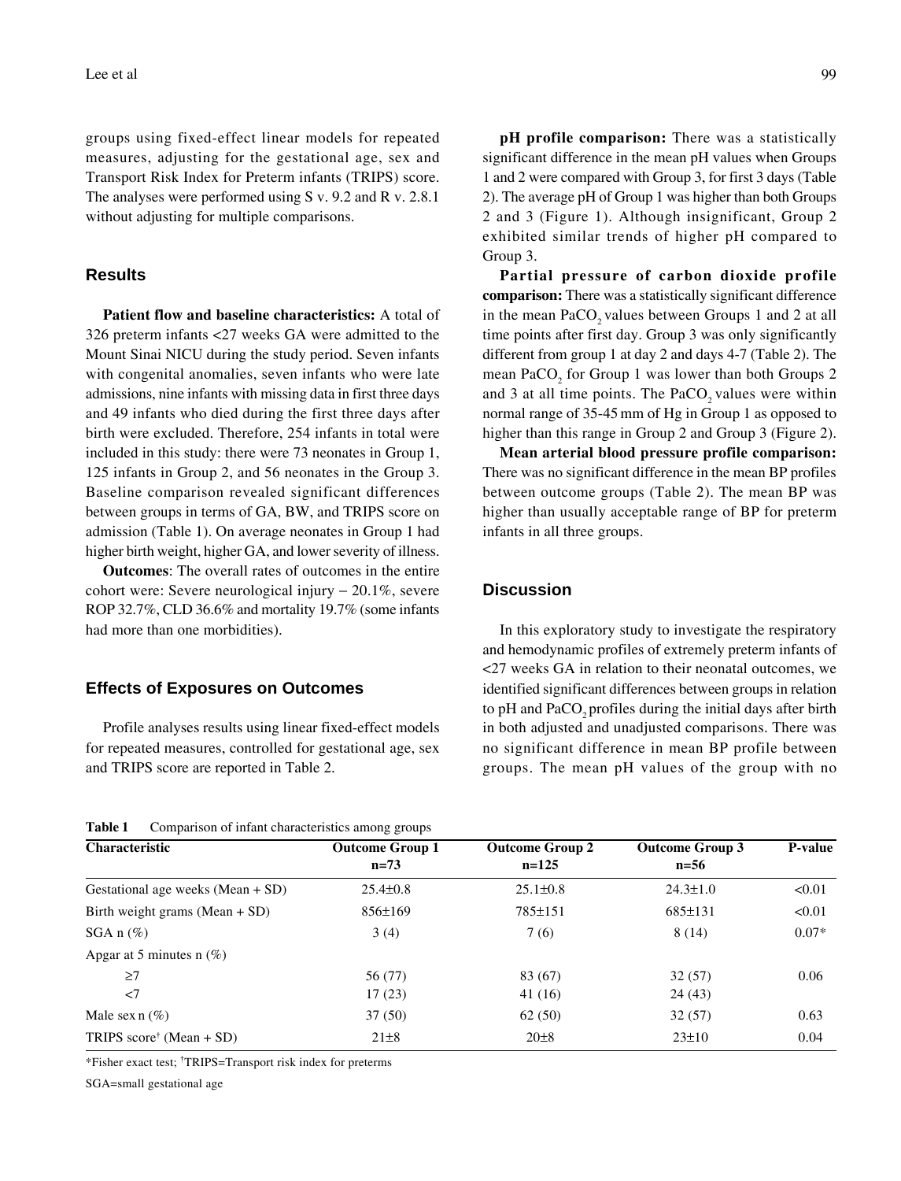groups using fixed-effect linear models for repeated measures, adjusting for the gestational age, sex and Transport Risk Index for Preterm infants (TRIPS) score. The analyses were performed using S v. 9.2 and R v. 2.8.1 without adjusting for multiple comparisons.

## Results

**Patient flow and baseline characteristics:** A total of 326 preterm infants <27 weeks GA were admitted to the Mount Sinai NICU during the study period. Seven infants with congenital anomalies, seven infants who were late admissions, nine infants with missing data in first three days and 49 infants who died during the first three days after birth were excluded. Therefore, 254 infants in total were included in this study: there were 73 neonates in Group 1, 125 infants in Group 2, and 56 neonates in the Group 3. Baseline comparison revealed significant differences between groups in terms of GA, BW, and TRIPS score on admission (Table 1). On average neonates in Group 1 had higher birth weight, higher GA, and lower severity of illness.

**Outcomes**: The overall rates of outcomes in the entire cohort were: Severe neurological injury – 20.1%, severe ROP 32.7%, CLD 36.6% and mortality 19.7% (some infants had more than one morbidities).

## Effects of Exposures on Outcomes

Profile analyses results using linear fixed-effect models for repeated measures, controlled for gestational age, sex and TRIPS score are reported in Table 2.

**pH profile comparison:** There was a statistically significant difference in the mean pH values when Groups 1 and 2 were compared with Group 3, for first 3 days (Table 2). The average pH of Group 1 was higher than both Groups 2 and 3 (Figure 1). Although insignificant, Group 2 exhibited similar trends of higher pH compared to Group 3.

**Partial pressure of carbon dioxide profile comparison:** There was a statistically significant difference in the mean $PaCO_2$ values between Groups 1 and 2 at all time points after first day. Group 3 was only significantly different from group 1 at day 2 and days 4-7 (Table 2). The mean $PaCO_2$ for Group 1 was lower than both Groups 2 and 3 at all time points. The $PaCO_2$ values were within normal range of 35-45 mm of Hg in Group 1 as opposed to higher than this range in Group 2 and Group 3 (Figure 2).

**Mean arterial blood pressure profile comparison:** There was no significant difference in the mean BP profiles between outcome groups (Table 2). The mean BP was higher than usually acceptable range of BP for preterm infants in all three groups.

## Discussion

In this exploratory study to investigate the respiratory and hemodynamic profiles of extremely preterm infants of <27 weeks GA in relation to their neonatal outcomes, we identified significant differences between groups in relation to pH and $PaCO_2$ profiles during the initial days after birth in both adjusted and unadjusted comparisons. There was no significant difference in mean BP profile between groups. The mean pH values of the group with no

**Table 1** Comparison of infant characteristics among groups

| Characteristic | Outcome Group 1 n=73 | Outcome Group 2 n=125 | Outcome Group 3 n=56 | P-value |
|---|---|---|---|---|
| Gestational age weeks (Mean + SD) | 25.4±0.8 | 25.1±0.8 | 24.3±1.0 | <0.01 |
| Birth weight grams (Mean + SD) | 856±169 | 785±151 | 685±131 | <0.01 |
| SGA n (%) | 3 (4) | 7 (6) | 8 (14) | 0.07* |
| Apgar at 5 minutes n (%) | | | | |
| ≥7 | 56 (77) | 83 (67) | 32 (57) | 0.06 |
| <7 | 17 (23) | 41 (16) | 24 (43) | |
| Male sex n (%) | 37 (50) | 62 (50) | 32 (57) | 0.63 |
| TRIPS score[†] (Mean + SD) | 21±8 | 20±8 | 23±10 | 0.04 |

*Fisher exact test; [†]TRIPS=Transport risk index for preterms

SGA=small gestational age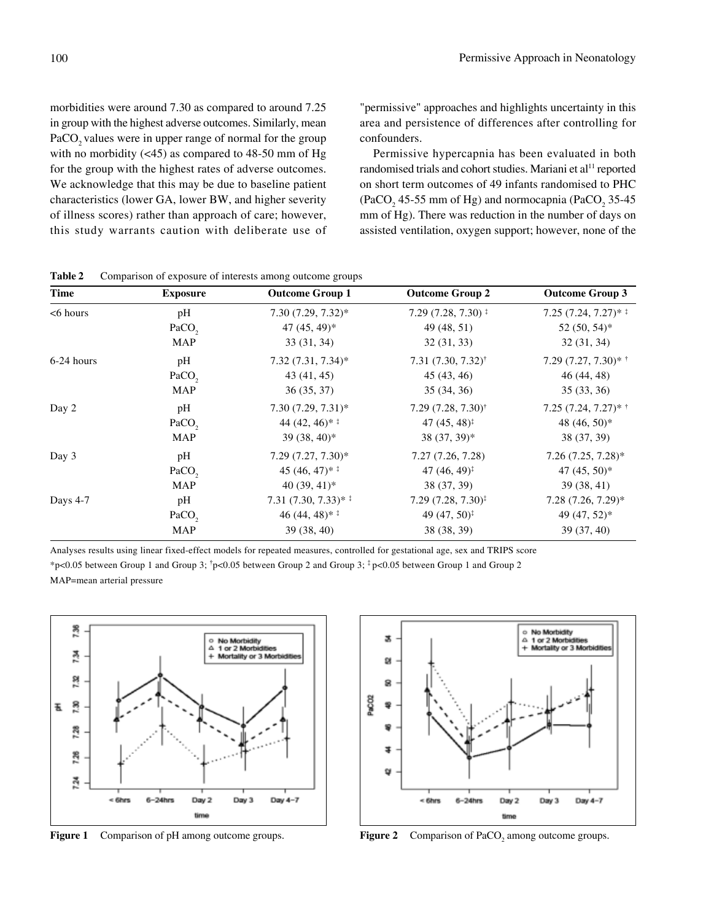morbidities were around 7.30 as compared to around 7.25 in group with the highest adverse outcomes. Similarly, mean $PaCO_2$ values were in upper range of normal for the group with no morbidity (<45) as compared to 48-50 mm of Hg for the group with the highest rates of adverse outcomes. We acknowledge that this may be due to baseline patient characteristics (lower GA, lower BW, and higher severity of illness scores) rather than approach of care; however, this study warrants caution with deliberate use of "permissive" approaches and highlights uncertainty in this area and persistence of differences after controlling for confounders.

Permissive hypercapnia has been evaluated in both randomised trials and cohort studies. Mariani et al[11] reported on short term outcomes of 49 infants randomised to PHC ($PaCO_2$ 45-55 mm of Hg) and normocapnia ($PaCO_2$ 35-45 mm of Hg). There was reduction in the number of days on assisted ventilation, oxygen support; however, none of the

**Table 2** Comparison of exposure of interests among outcome groups

| Time | Exposure | Outcome Group 1 | Outcome Group 2 | Outcome Group 3 |
|---|---|---|---|---|
| <6 hours | pH | 7.30 (7.29, 7.32)* | 7.29 (7.28, 7.30) ‡ | 7.25 (7.24, 7.27)* ‡ |
| | $PaCO_2$ | 47 (45, 49)* | 49 (48, 51) | 52 (50, 54)* |
| | MAP | 33 (31, 34) | 32 (31, 33) | 32 (31, 34) |
| 6-24 hours | pH | 7.32 (7.31, 7.34)* | 7.31 (7.30, 7.32)† | 7.29 (7.27, 7.30)* † |
| | $PaCO_2$ | 43 (41, 45) | 45 (43, 46) | 46 (44, 48) |
| | MAP | 36 (35, 37) | 35 (34, 36) | 35 (33, 36) |
| Day 2 | pH | 7.30 (7.29, 7.31)* | 7.29 (7.28, 7.30)† | 7.25 (7.24, 7.27)* † |
| | $PaCO_2$ | 44 (42, 46)* ‡ | 47 (45, 48)‡ | 48 (46, 50)* |
| | MAP | 39 (38, 40)* | 38 (37, 39)* | 38 (37, 39) |
| Day 3 | pH | 7.29 (7.27, 7.30)* | 7.27 (7.26, 7.28) | 7.26 (7.25, 7.28)* |
| | $PaCO_2$ | 45 (46, 47)* ‡ | 47 (46, 49)‡ | 47 (45, 50)* |
| | MAP | 40 (39, 41)* | 38 (37, 39) | 39 (38, 41) |
| Days 4-7 | pH | 7.31 (7.30, 7.33)* ‡ | 7.29 (7.28, 7.30)‡ | 7.28 (7.26, 7.29)* |
| | $PaCO_2$ | 46 (44, 48)* ‡ | 49 (47, 50)‡ | 49 (47, 52)* |
| | MAP | 39 (38, 40) | 38 (38, 39) | 39 (37, 40) |

Analyses results using linear fixed-effect models for repeated measures, controlled for gestational age, sex and TRIPS score

*$p<0.05$ between Group 1 and Group 3; †$p<0.05$ between Group 2 and Group 3; ‡ $p<0.05$ between Group 1 and Group 2

MAP=mean arterial pressure

**Figure 1** Comparison of pH among outcome groups.

**Figure 2** Comparison of $PaCO_2$ among outcome groups.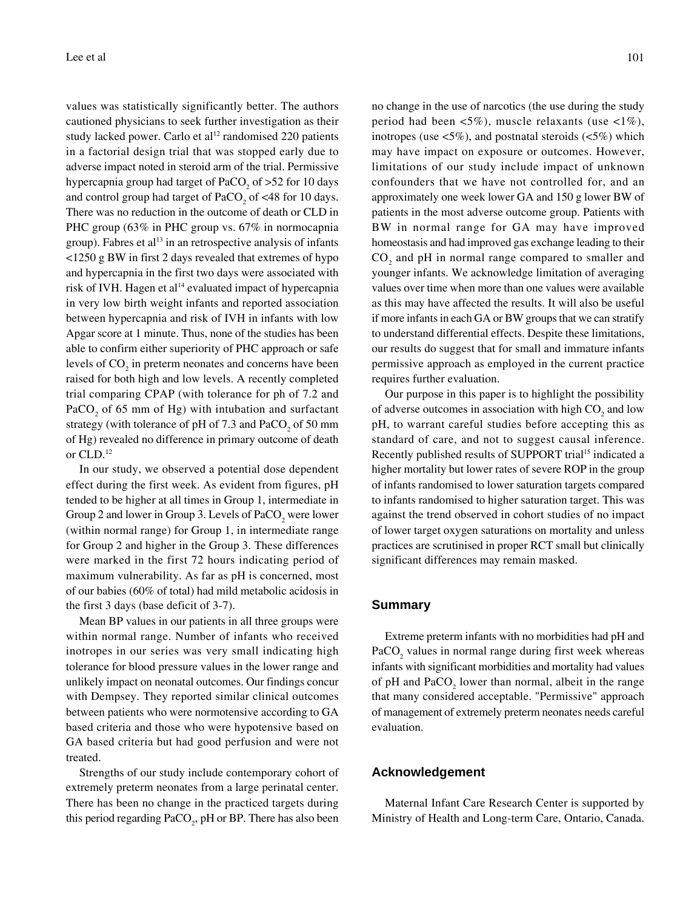values was statistically significantly better. The authors cautioned physicians to seek further investigation as their study lacked power. Carlo et al[12] randomised 220 patients in a factorial design trial that was stopped early due to adverse impact noted in steroid arm of the trial. Permissive hypercapnia group had target of $PaCO_2$ of >52 for 10 days and control group had target of $PaCO_2$ of <48 for 10 days. There was no reduction in the outcome of death or CLD in PHC group (63% in PHC group vs. 67% in normocapnia group). Fabres et al[13] in an retrospective analysis of infants <1250 g BW in first 2 days revealed that extremes of hypo and hypercapnia in the first two days were associated with risk of IVH. Hagen et al[14] evaluated impact of hypercapnia in very low birth weight infants and reported association between hypercapnia and risk of IVH in infants with low Apgar score at 1 minute. Thus, none of the studies has been able to confirm either superiority of PHC approach or safe levels of $CO_2$ in preterm neonates and concerns have been raised for both high and low levels. A recently completed trial comparing CPAP (with tolerance for ph of 7.2 and $PaCO_2$ of 65 mm of Hg) with intubation and surfactant strategy (with tolerance of pH of 7.3 and $PaCO_2$ of 50 mm of Hg) revealed no difference in primary outcome of death or CLD.[12]

In our study, we observed a potential dose dependent effect during the first week. As evident from figures, pH tended to be higher at all times in Group 1, intermediate in Group 2 and lower in Group 3. Levels of $PaCO_2$ were lower (within normal range) for Group 1, in intermediate range for Group 2 and higher in the Group 3. These differences were marked in the first 72 hours indicating period of maximum vulnerability. As far as pH is concerned, most of our babies (60% of total) had mild metabolic acidosis in the first 3 days (base deficit of 3-7).

Mean BP values in our patients in all three groups were within normal range. Number of infants who received inotropes in our series was very small indicating high tolerance for blood pressure values in the lower range and unlikely impact on neonatal outcomes. Our findings concur with Dempsey. They reported similar clinical outcomes between patients who were normotensive according to GA based criteria and those who were hypotensive based on GA based criteria but had good perfusion and were not treated.

Strengths of our study include contemporary cohort of extremely preterm neonates from a large perinatal center. There has been no change in the practiced targets during this period regarding $PaCO_2$, pH or BP. There has also been no change in the use of narcotics (the use during the study period had been <5%), muscle relaxants (use <1%), inotropes (use <5%), and postnatal steroids (<5%) which may have impact on exposure or outcomes. However, limitations of our study include impact of unknown confounders that we have not controlled for, and an approximately one week lower GA and 150 g lower BW of patients in the most adverse outcome group. Patients with BW in normal range for GA may have improved homeostasis and had improved gas exchange leading to their $CO_2$ and pH in normal range compared to smaller and younger infants. We acknowledge limitation of averaging values over time when more than one values were available as this may have affected the results. It will also be useful if more infants in each GA or BW groups that we can stratify to understand differential effects. Despite these limitations, our results do suggest that for small and immature infants permissive approach as employed in the current practice requires further evaluation.

Our purpose in this paper is to highlight the possibility of adverse outcomes in association with high $CO_2$ and low pH, to warrant careful studies before accepting this as standard of care, and not to suggest causal inference. Recently published results of SUPPORT trial[15] indicated a higher mortality but lower rates of severe ROP in the group of infants randomised to lower saturation targets compared to infants randomised to higher saturation target. This was against the trend observed in cohort studies of no impact of lower target oxygen saturations on mortality and unless practices are scrutinised in proper RCT small but clinically significant differences may remain masked.

## Summary

Extreme preterm infants with no morbidities had pH and $PaCO_2$ values in normal range during first week whereas infants with significant morbidities and mortality had values of pH and $PaCO_2$ lower than normal, albeit in the range that many considered acceptable. "Permissive" approach of management of extremely preterm neonates needs careful evaluation.

## Acknowledgement

Maternal Infant Care Research Center is supported by Ministry of Health and Long-term Care, Ontario, Canada.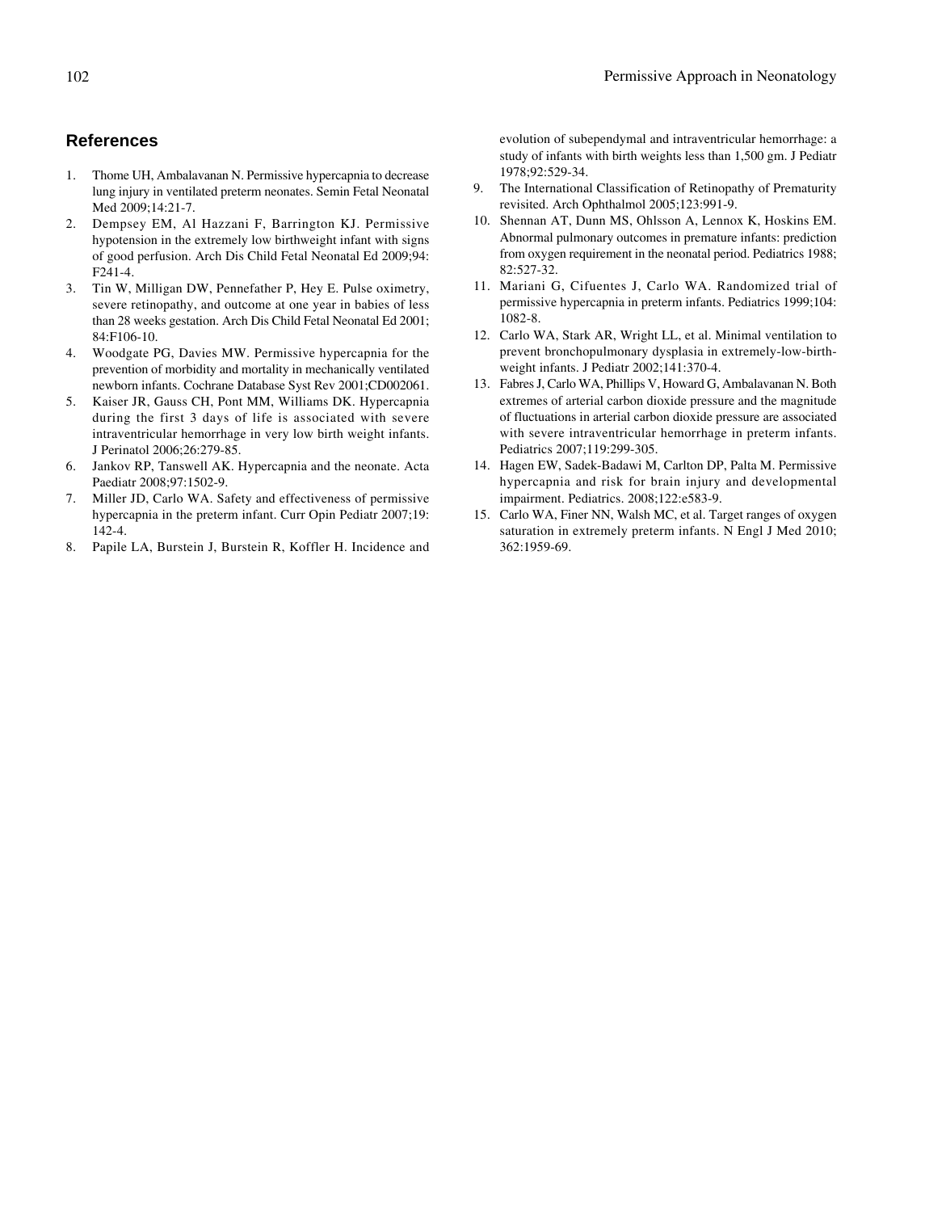## References

1. Thome UH, Ambalavanan N. Permissive hypercapnia to decrease lung injury in ventilated preterm neonates. Semin Fetal Neonatal Med 2009;14:21-7.
2. Dempsey EM, Al Hazzani F, Barrington KJ. Permissive hypotension in the extremely low birthweight infant with signs of good perfusion. Arch Dis Child Fetal Neonatal Ed 2009;94: F241-4.
3. Tin W, Milligan DW, Pennefather P, Hey E. Pulse oximetry, severe retinopathy, and outcome at one year in babies of less than 28 weeks gestation. Arch Dis Child Fetal Neonatal Ed 2001; 84:F106-10.
4. Woodgate PG, Davies MW. Permissive hypercapnia for the prevention of morbidity and mortality in mechanically ventilated newborn infants. Cochrane Database Syst Rev 2001;CD002061.
5. Kaiser JR, Gauss CH, Pont MM, Williams DK. Hypercapnia during the first 3 days of life is associated with severe intraventricular hemorrhage in very low birth weight infants. J Perinatol 2006;26:279-85.
6. Jankov RP, Tanswell AK. Hypercapnia and the neonate. Acta Paediatr 2008;97:1502-9.
7. Miller JD, Carlo WA. Safety and effectiveness of permissive hypercapnia in the preterm infant. Curr Opin Pediatr 2007;19: 142-4.
8. Papile LA, Burstein J, Burstein R, Koffler H. Incidence and evolution of subependymal and intraventricular hemorrhage: a study of infants with birth weights less than 1,500 gm. J Pediatr 1978;92:529-34.
9. The International Classification of Retinopathy of Prematurity revisited. Arch Ophthalmol 2005;123:991-9.
10. Shennan AT, Dunn MS, Ohlsson A, Lennox K, Hoskins EM. Abnormal pulmonary outcomes in premature infants: prediction from oxygen requirement in the neonatal period. Pediatrics 1988; 82:527-32.
11. Mariani G, Cifuentes J, Carlo WA. Randomized trial of permissive hypercapnia in preterm infants. Pediatrics 1999;104: 1082-8.
12. Carlo WA, Stark AR, Wright LL, et al. Minimal ventilation to prevent bronchopulmonary dysplasia in extremely-low-birth-weight infants. J Pediatr 2002;141:370-4.
13. Fabres J, Carlo WA, Phillips V, Howard G, Ambalavanan N. Both extremes of arterial carbon dioxide pressure and the magnitude of fluctuations in arterial carbon dioxide pressure are associated with severe intraventricular hemorrhage in preterm infants. Pediatrics 2007;119:299-305.
14. Hagen EW, Sadek-Badawi M, Carlton DP, Palta M. Permissive hypercapnia and risk for brain injury and developmental impairment. Pediatrics. 2008;122:e583-9.
15. Carlo WA, Finer NN, Walsh MC, et al. Target ranges of oxygen saturation in extremely preterm infants. N Engl J Med 2010; 362:1959-69.